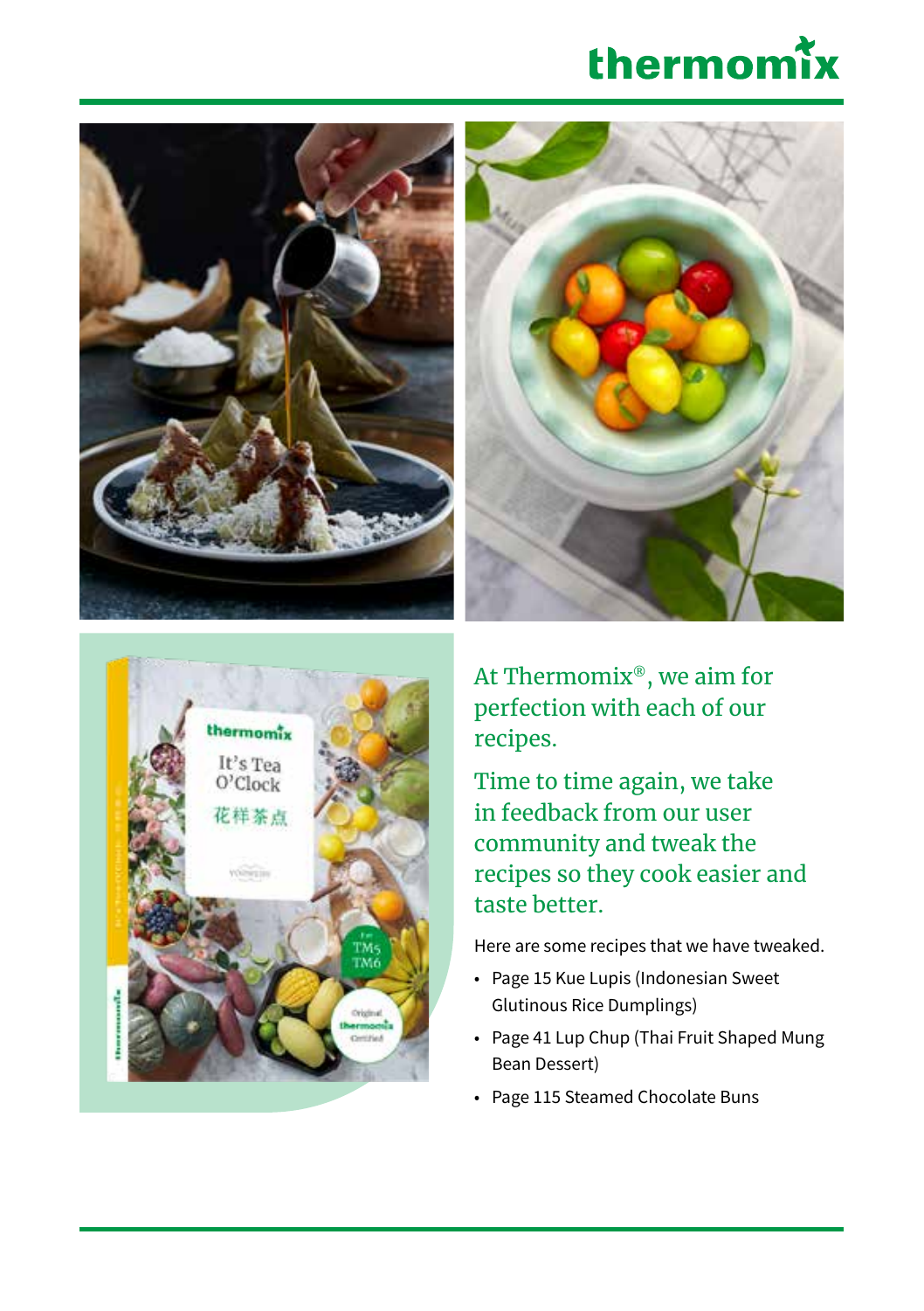At Thermomix®, we aim for perfection with each of our recipes.

Time to time again, we take in feedback from our user community and tweak the recipes so they cook easier and taste better.

Here are some recipes that we have tweaked.

- Page 15 Kue Lupis (Indonesian Sweet Glutinous Rice Dumplings)
- Page 41 Lup Chup (Thai Fruit Shaped Mung Bean Dessert)
- Page 115 Steamed Chocolate Buns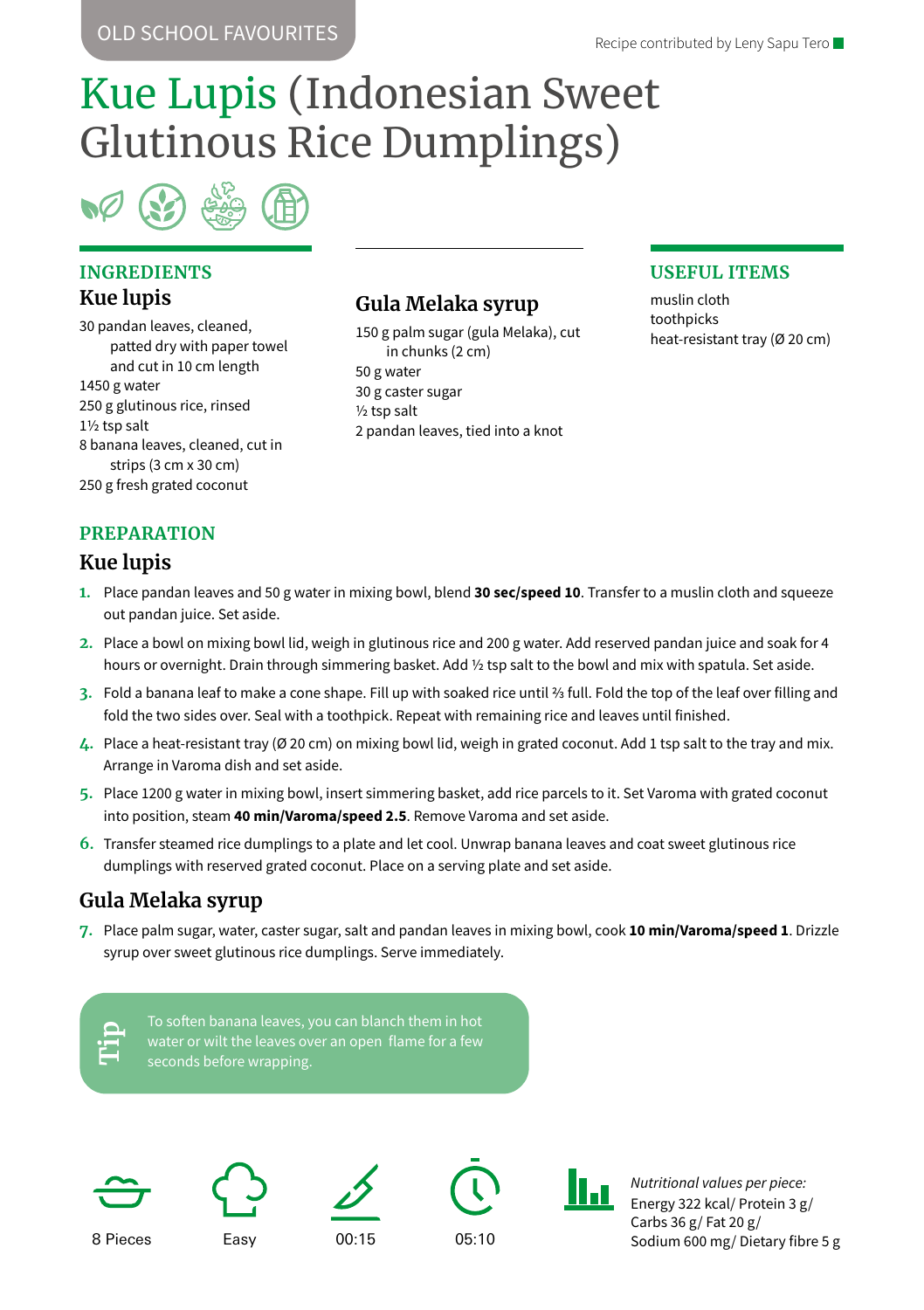OLD SCHOOL FAVOURITES

Recipe contributed by Leny Sapu Tero

# Kue Lupis (Indonesian Sweet Glutinous Rice Dumplings)

## INGREDIENTS

### Kue lupis

30 pandan leaves, cleaned, patted dry with paper towel and cut in 10 cm length
1450 g water
250 g glutinous rice, rinsed
1½ tsp salt
8 banana leaves, cleaned, cut in strips (3 cm x 30 cm)
250 g fresh grated coconut

### Gula Melaka syrup

150 g palm sugar (gula Melaka), cut in chunks (2 cm)
50 g water
30 g caster sugar
½ tsp salt
2 pandan leaves, tied into a knot

## USEFUL ITEMS

muslin cloth
toothpicks
heat-resistant tray (Ø 20 cm)

## PREPARATION

### Kue lupis

1. Place pandan leaves and 50 g water in mixing bowl, blend **30 sec/speed 10**. Transfer to a muslin cloth and squeeze out pandan juice. Set aside.
2. Place a bowl on mixing bowl lid, weigh in glutinous rice and 200 g water. Add reserved pandan juice and soak for 4 hours or overnight. Drain through simmering basket. Add ½ tsp salt to the bowl and mix with spatula. Set aside.
3. Fold a banana leaf to make a cone shape. Fill up with soaked rice until ⅔ full. Fold the top of the leaf over filling and fold the two sides over. Seal with a toothpick. Repeat with remaining rice and leaves until finished.
4. Place a heat-resistant tray (Ø 20 cm) on mixing bowl lid, weigh in grated coconut. Add 1 tsp salt to the tray and mix. Arrange in Varoma dish and set aside.
5. Place 1200 g water in mixing bowl, insert simmering basket, add rice parcels to it. Set Varoma with grated coconut into position, steam **40 min/Varoma/speed 2.5**. Remove Varoma and set aside.
6. Transfer steamed rice dumplings to a plate and let cool. Unwrap banana leaves and coat sweet glutinous rice dumplings with reserved grated coconut. Place on a serving plate and set aside.

### Gula Melaka syrup

7. Place palm sugar, water, caster sugar, salt and pandan leaves in mixing bowl, cook **10 min/Varoma/speed 1**. Drizzle syrup over sweet glutinous rice dumplings. Serve immediately.

**Tip**

To soften banana leaves, you can blanch them in hot water or wilt the leaves over an open flame for a few seconds before wrapping.

8 Pieces | Easy | 00:15 | 05:10

*Nutritional values per piece:*
Energy 322 kcal/ Protein 3 g/ Carbs 36 g/ Fat 20 g/ Sodium 600 mg/ Dietary fibre 5 g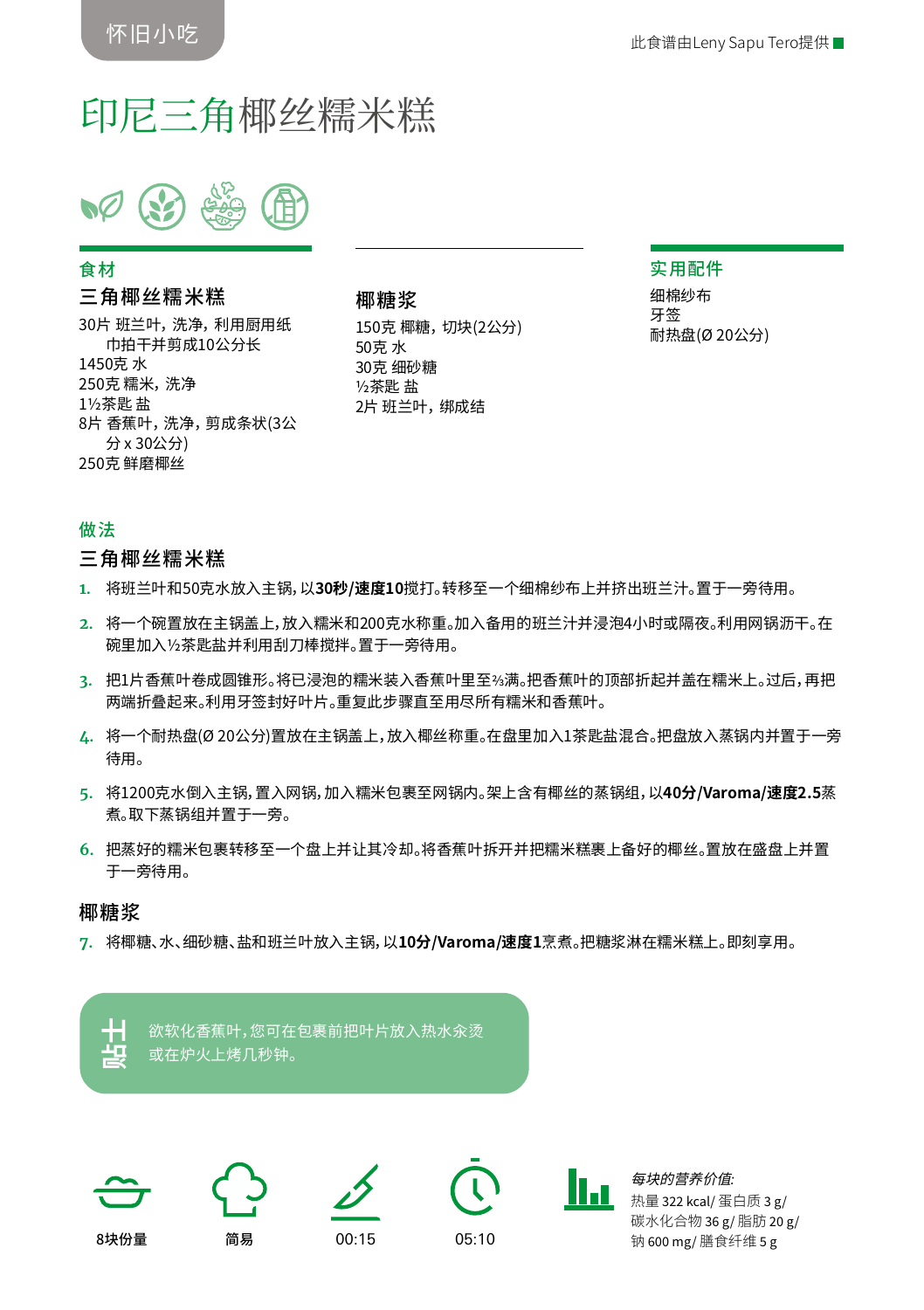怀旧小吃

此食谱由Leny Sapu Tero提供

# 印尼三角椰丝糯米糕

## 食材

### 三角椰丝糯米糕

30片 班兰叶，洗净，利用厨用纸巾拍干并剪成10公分长
1450克 水
250克 糯米，洗净
1½茶匙 盐
8片 香蕉叶，洗净，剪成条状(3公分 x 30公分)
250克 鲜磨椰丝

### 椰糖浆

150克 椰糖，切块(2公分)
50克 水
30克 细砂糖
½茶匙 盐
2片 班兰叶，绑成结

## 实用配件

细棉纱布
牙签
耐热盘(Ø 20公分)

## 做法

### 三角椰丝糯米糕

1. 将班兰叶和50克水放入主锅，以**30秒/速度10**搅打。转移至一个细棉纱布上并挤出班兰汁。置于一旁待用。
2. 将一个碗置放在主锅盖上，放入糯米和200克水称重。加入备用的班兰汁并浸泡4小时或隔夜。利用网锅沥干。在碗里加入½茶匙盐并利用刮刀棒搅拌。置于一旁待用。
3. 把1片香蕉叶卷成圆锥形。将已浸泡的糯米装入香蕉叶里至⅔满。把香蕉叶的顶部折起并盖在糯米上。过后，再把两端折叠起来。利用牙签封好叶片。重复此步骤直至用尽所有糯米和香蕉叶。
4. 将一个耐热盘(Ø 20公分)置放在主锅盖上，放入椰丝称重。在盘里加入1茶匙盐混合。把盘放入蒸锅内并置于一旁待用。
5. 将1200克水倒入主锅，置入网锅，加入糯米包裹至网锅内。架上含有椰丝的蒸锅组，以**40分/Varoma/速度2.5**蒸煮。取下蒸锅组并置于一旁。
6. 把蒸好的糯米包裹转移至一个盘上并让其冷却。将香蕉叶拆开并把糯米糕裹上备好的椰丝。置放在盛盘上并置于一旁待用。

### 椰糖浆

7. 将椰糖、水、细砂糖、盐和班兰叶放入主锅，以**10分/Varoma/速度1**烹煮。把糖浆淋在糯米糕上。即刻享用。

**小贴士**

欲软化香蕉叶，您可在包裹前把叶片放入热水氽烫或在炉火上烤几秒钟。

8块份量

简易

00:15

05:10

*每块的营养价值:*

热量 322 kcal/ 蛋白质 3 g/
碳水化合物 36 g/ 脂肪 20 g/
钠 600 mg/ 膳食纤维 5 g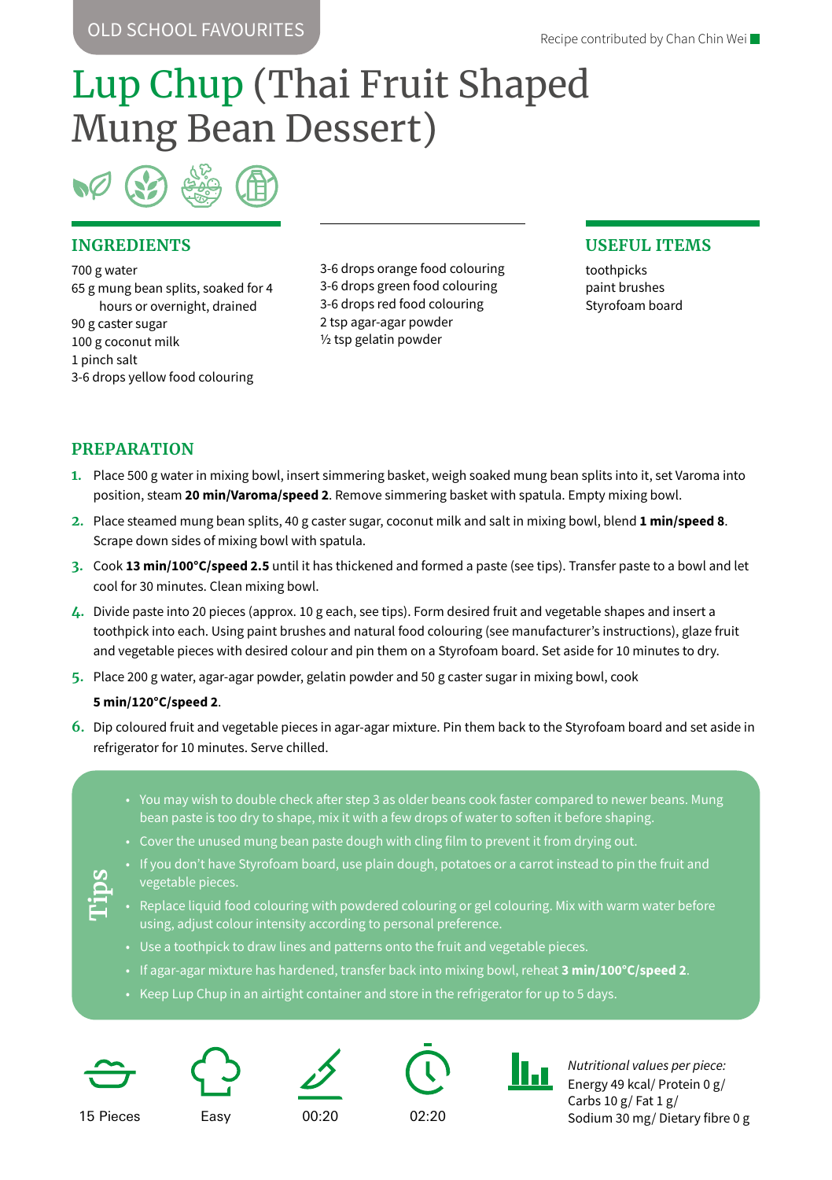OLD SCHOOL FAVOURITES

Recipe contributed by Chan Chin Wei

# Lup Chup (Thai Fruit Shaped Mung Bean Dessert)

## INGREDIENTS

700 g water
65 g mung bean splits, soaked for 4 hours or overnight, drained
90 g caster sugar
100 g coconut milk
1 pinch salt
3-6 drops yellow food colouring
3-6 drops orange food colouring
3-6 drops green food colouring
3-6 drops red food colouring
2 tsp agar-agar powder
½ tsp gelatin powder

## USEFUL ITEMS

toothpicks
paint brushes
Styrofoam board

## PREPARATION

1. Place 500 g water in mixing bowl, insert simmering basket, weigh soaked mung bean splits into it, set Varoma into position, steam **20 min/Varoma/speed 2**. Remove simmering basket with spatula. Empty mixing bowl.
2. Place steamed mung bean splits, 40 g caster sugar, coconut milk and salt in mixing bowl, blend **1 min/speed 8**. Scrape down sides of mixing bowl with spatula.
3. Cook **13 min/100°C/speed 2.5** until it has thickened and formed a paste (see tips). Transfer paste to a bowl and let cool for 30 minutes. Clean mixing bowl.
4. Divide paste into 20 pieces (approx. 10 g each, see tips). Form desired fruit and vegetable shapes and insert a toothpick into each. Using paint brushes and natural food colouring (see manufacturer's instructions), glaze fruit and vegetable pieces with desired colour and pin them on a Styrofoam board. Set aside for 10 minutes to dry.
5. Place 200 g water, agar-agar powder, gelatin powder and 50 g caster sugar in mixing bowl, cook **5 min/120°C/speed 2**.
6. Dip coloured fruit and vegetable pieces in agar-agar mixture. Pin them back to the Styrofoam board and set aside in refrigerator for 10 minutes. Serve chilled.

## Tips

- You may wish to double check after step 3 as older beans cook faster compared to newer beans. Mung bean paste is too dry to shape, mix it with a few drops of water to soften it before shaping.
- Cover the unused mung bean paste dough with cling film to prevent it from drying out.
- If you don't have Styrofoam board, use plain dough, potatoes or a carrot instead to pin the fruit and vegetable pieces.
- Replace liquid food colouring with powdered colouring or gel colouring. Mix with warm water before using, adjust colour intensity according to personal preference.
- Use a toothpick to draw lines and patterns onto the fruit and vegetable pieces.
- If agar-agar mixture has hardened, transfer back into mixing bowl, reheat **3 min/100°C/speed 2**.
- Keep Lup Chup in an airtight container and store in the refrigerator for up to 5 days.

15 Pieces | Easy | 00:20 | 02:20

*Nutritional values per piece:*
Energy 49 kcal/ Protein 0 g/ Carbs 10 g/ Fat 1 g/ Sodium 30 mg/ Dietary fibre 0 g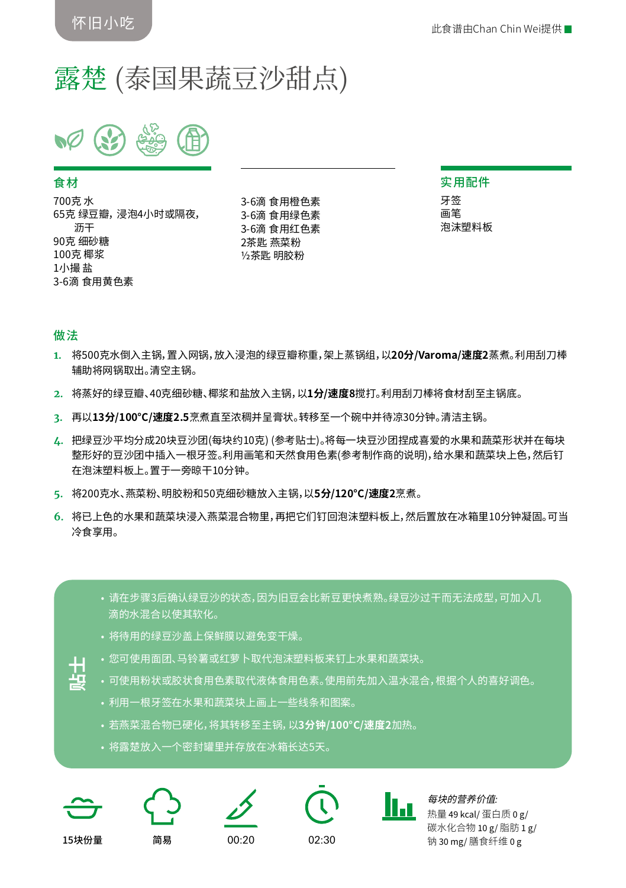怀旧小吃

此食谱由Chan Chin Wei提供

# 露楚 (泰国果蔬豆沙甜点)

## 食材

700克 水
65克 绿豆瓣，浸泡4小时或隔夜，沥干
90克 细砂糖
100克 椰浆
1小撮 盐
3-6滴 食用黄色素
3-6滴 食用橙色素
3-6滴 食用绿色素
3-6滴 食用红色素
2茶匙 燕菜粉
½茶匙 明胶粉

## 实用配件

牙签
画笔
泡沫塑料板

## 做法

1. 将500克水倒入主锅，置入网锅，放入浸泡的绿豆瓣称重，架上蒸锅组，以**20分/Varoma/速度2**蒸煮。利用刮刀棒辅助将网锅取出。清空主锅。
2. 将蒸好的绿豆瓣、40克细砂糖、椰浆和盐放入主锅，以**1分/速度8**搅打。利用刮刀棒将食材刮至主锅底。
3. 再以**13分/100°C/速度2.5**烹煮直至浓稠并呈膏状。转移至一个碗中并待凉30分钟。清洁主锅。
4. 把绿豆沙平均分成20块豆沙团(每块约10克) (参考贴士)。将每一块豆沙团捏成喜爱的水果和蔬菜形状并在每块整形好的豆沙团中插入一根牙签。利用画笔和天然食用色素(参考制作商的说明)，给水果和蔬菜块上色，然后钉在泡沫塑料板上。置于一旁晾干10分钟。
5. 将200克水、燕菜粉、明胶粉和50克细砂糖放入主锅，以**5分/120°C/速度2**烹煮。
6. 将已上色的水果和蔬菜块浸入燕菜混合物里，再把它们钉回泡沫塑料板上，然后置放在冰箱里10分钟凝固。可当冷食享用。

## 贴士

- 请在步骤3后确认绿豆沙的状态，因为旧豆会比新豆更快煮熟。绿豆沙过干而无法成型，可加入几滴的水混合以使其软化。
- 将待用的绿豆沙盖上保鲜膜以避免变干燥。
- 您可使用面团、马铃薯或红萝卜取代泡沫塑料板来钉上水果和蔬菜块。
- 可使用粉状或胶状食用色素取代液体食用色素。使用前先加入温水混合，根据个人的喜好调色。
- 利用一根牙签在水果和蔬菜块上画上一些线条和图案。
- 若燕菜混合物已硬化，将其转移至主锅，以**3分钟/100°C/速度2**加热。
- 将露楚放入一个密封罐里并存放在冰箱长达5天。

15块份量 | 简易 | 00:20 | 02:30

*每块的营养价值:*
热量 49 kcal/ 蛋白质 0 g/
碳水化合物 10 g/ 脂肪 1 g/
钠 30 mg/ 膳食纤维 0 g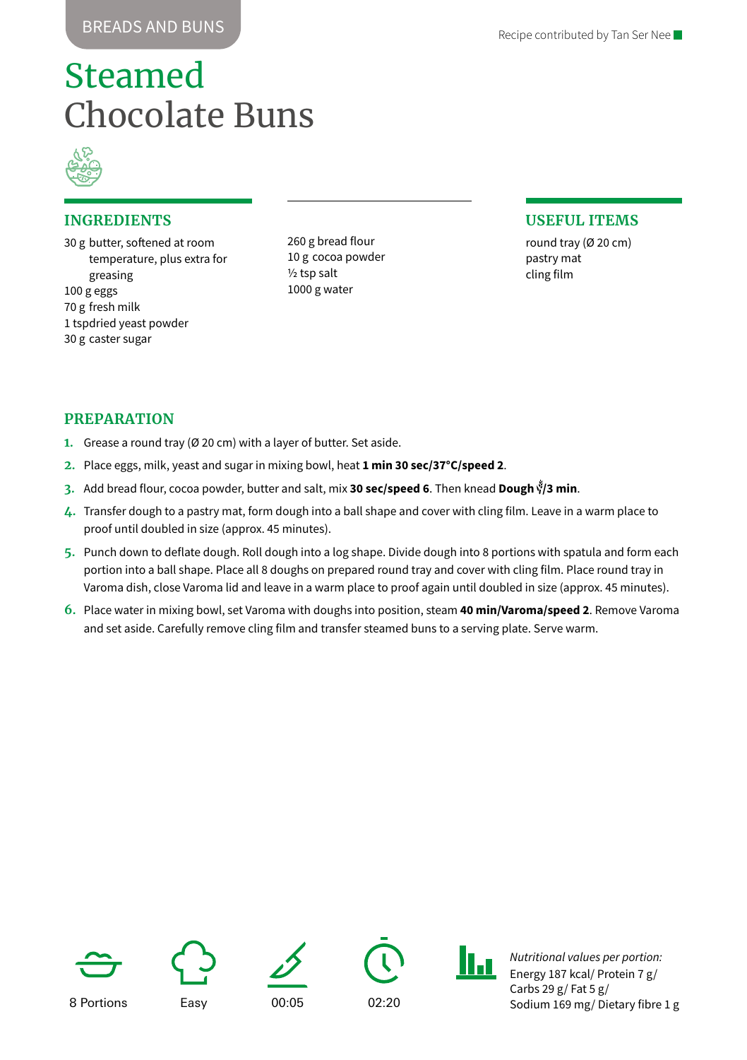BREADS AND BUNS

Recipe contributed by Tan Ser Nee

# Steamed Chocolate Buns

## INGREDIENTS

- 30 g butter, softened at room temperature, plus extra for greasing
- 100 g eggs
- 70 g fresh milk
- 1 tspdried yeast powder
- 30 g caster sugar
- 260 g bread flour
- 10 g cocoa powder
- ½ tsp salt
- 1000 g water

## USEFUL ITEMS

- round tray (Ø 20 cm)
- pastry mat
- cling film

## PREPARATION

1. Grease a round tray (Ø 20 cm) with a layer of butter. Set aside.
2. Place eggs, milk, yeast and sugar in mixing bowl, heat **1 min 30 sec/37°C/speed 2**.
3. Add bread flour, cocoa powder, butter and salt, mix **30 sec/speed 6**. Then knead **Dough /3 min**.
4. Transfer dough to a pastry mat, form dough into a ball shape and cover with cling film. Leave in a warm place to proof until doubled in size (approx. 45 minutes).
5. Punch down to deflate dough. Roll dough into a log shape. Divide dough into 8 portions with spatula and form each portion into a ball shape. Place all 8 doughs on prepared round tray and cover with cling film. Place round tray in Varoma dish, close Varoma lid and leave in a warm place to proof again until doubled in size (approx. 45 minutes).
6. Place water in mixing bowl, set Varoma with doughs into position, steam **40 min/Varoma/speed 2**. Remove Varoma and set aside. Carefully remove cling film and transfer steamed buns to a serving plate. Serve warm.

8 Portions | Easy | 00:05 | 02:20

*Nutritional values per portion:*
Energy 187 kcal/ Protein 7 g/ Carbs 29 g/ Fat 5 g/ Sodium 169 mg/ Dietary fibre 1 g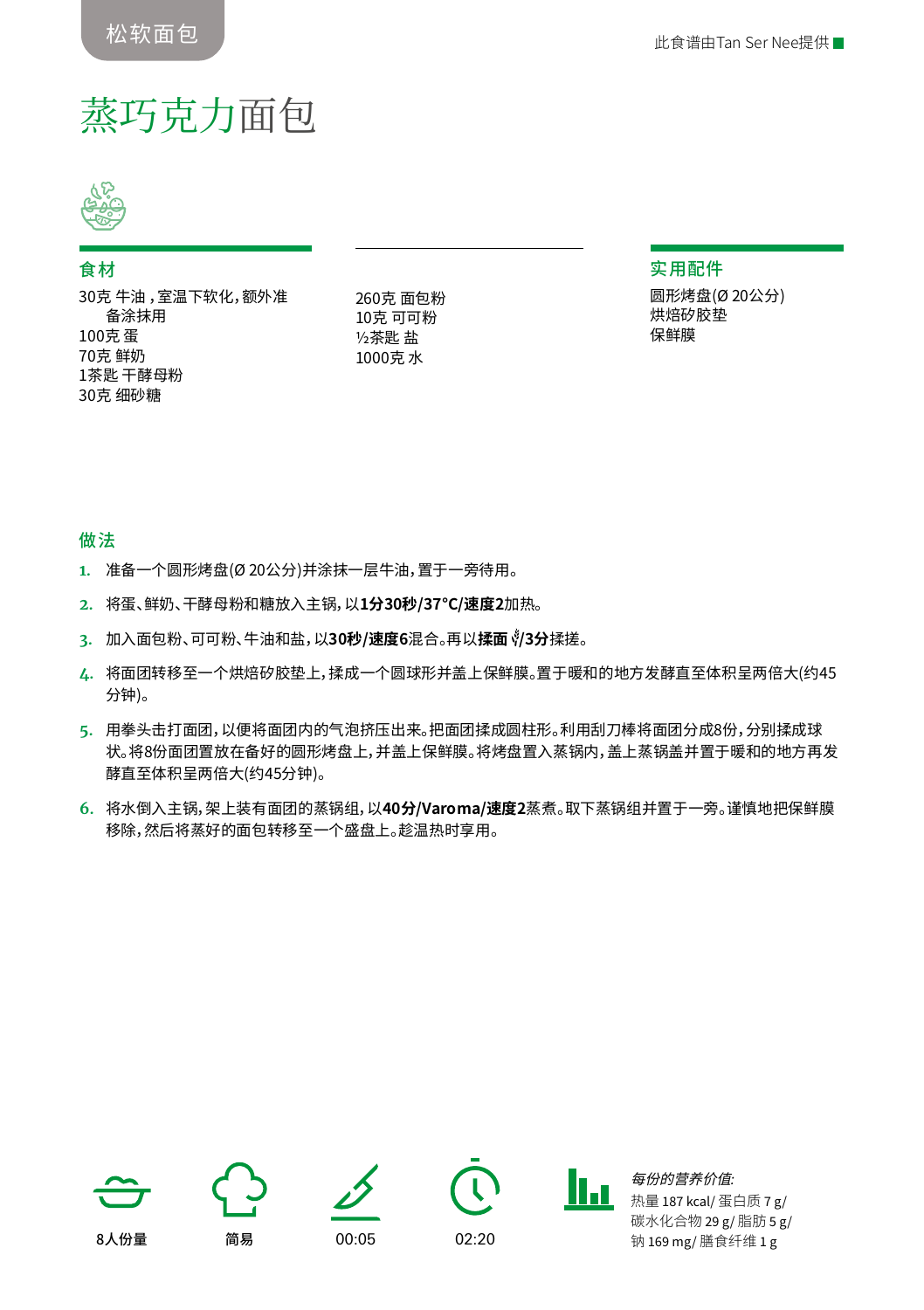松软面包

此食谱由Tan Ser Nee提供

# 蒸巧克力面包

## 食材

30克 牛油，室温下软化，额外准备涂抹用
100克 蛋
70克 鲜奶
1茶匙 干酵母粉
30克 细砂糖

260克 面包粉
10克 可可粉
½茶匙 盐
1000克 水

## 实用配件

圆形烤盘(Ø 20公分)
烘焙矽胶垫
保鲜膜

## 做法

1. 准备一个圆形烤盘(Ø 20公分)并涂抹一层牛油，置于一旁待用。
2. 将蛋、鲜奶、干酵母粉和糖放入主锅，以**1分30秒/37°C/速度2**加热。
3. 加入面包粉、可可粉、牛油和盐，以**30秒/速度6**混合。再以**揉面 /3分**揉搓。
4. 将面团转移至一个烘焙矽胶垫上，揉成一个圆球形并盖上保鲜膜。置于暖和的地方发酵直至体积呈两倍大(约45分钟)。
5. 用拳头击打面团，以便将面团内的气泡挤压出来。把面团揉成圆柱形。利用刮刀棒将面团分成8份，分别揉成球状。将8份面团置放在备好的圆形烤盘上，并盖上保鲜膜。将烤盘置入蒸锅内，盖上蒸锅盖并置于暖和的地方再发酵直至体积呈两倍大(约45分钟)。
6. 将水倒入主锅，架上装有面团的蒸锅组，以**40分/Varoma/速度2**蒸煮。取下蒸锅组并置于一旁。谨慎地把保鲜膜移除，然后将蒸好的面包转移至一个盛盘上。趁温热时享用。

8人份量

简易

00:05

02:20

*每份的营养价值:*
热量 187 kcal/ 蛋白质 7 g/
碳水化合物 29 g/ 脂肪 5 g/
钠 169 mg/ 膳食纤维 1 g